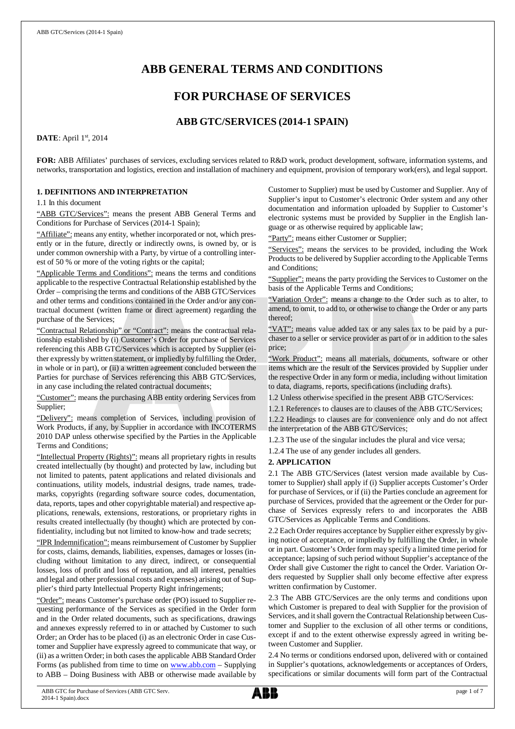# ABB GENERAL TERMS AND CONDITIONS

## FOR PURCHASE OF SERVICES

### ABB GTC/SERVICES (2014-1 SPAIN)

**DATE**: April 1st, 2014

**FOR:** ABB Affiliates' purchases of services, excluding services related to R&D work, product development, software, information systems, and networks, transportation and logistics, erection and installation of machinery and equipment, provision of temporary work(ers), and legal support.

**1. DEFINITIONS AND INTERPRETATION**

1.1 In this document

"ABB GTC/Services": means the present ABB General Terms and Conditions for Purchase of Services (2014-1 Spain);

"Affiliate": means any entity, whether incorporated or not, which presently or in the future, directly or indirectly owns, is owned by, or is under common ownership with a Party, by virtue of a controlling interest of 50 % or more of the voting rights or of the capital;

"Applicable Terms and Conditions": means the terms and conditions applicable to the respective Contractual Relationship established by the Order – comprising the terms and conditions of the ABB GTC/Services and other terms and conditions contained in the Order and/or any contractual document (written frame or direct agreement) regarding the purchase of the Services;

"Contractual Relationship" or "Contract": means the contractual relationship established by (i) Customer's Order for purchase of Services referencing this ABB GTC/Services which is accepted by Supplier (either expressly by written statement, or impliedly by fulfilling the Order, in whole or in part), or (ii) a written agreement concluded between the Parties for purchase of Services referencing this ABB GTC/Services, in any case including the related contractual documents;

"Customer": means the purchasing ABB entity ordering Services from Supplier;

"Delivery": means completion of Services, including provision of Work Products, if any, by Supplier in accordance with INCOTERMS 2010 DAP unless otherwise specified by the Parties in the Applicable Terms and Conditions;

"Intellectual Property (Rights)": means all proprietary rights in results created intellectually (by thought) and protected by law, including but not limited to patents, patent applications and related divisionals and continuations, utility models, industrial designs, trade names, trademarks, copyrights (regarding software source codes, documentation, data, reports, tapes and other copyrightable material) and respective applications, renewals, extensions, restorations, or proprietary rights in results created intellectually (by thought) which are protected by confidentiality, including but not limited to know-how and trade secrets;

"IPR Indemnification": means reimbursement of Customer by Supplier for costs, claims, demands, liabilities, expenses, damages or losses (including without limitation to any direct, indirect, or consequential losses, loss of profit and loss of reputation, and all interest, penalties and legal and other professional costs and expenses) arising out of Supplier's third party Intellectual Property Right infringements;

"Order": means Customer's purchase order (PO) issued to Supplier requesting performance of the Services as specified in the Order form and in the Order related documents, such as specifications, drawings and annexes expressly referred to in or attached by Customer to such Order; an Order has to be placed (i) as an electronic Order in case Customer and Supplier have expressly agreed to communicate that way, or (ii) as a written Order; in both cases the applicable ABB Standard Order Forms (as published from time to time on www.abb.com – Supplying to ABB – Doing Business with ABB or otherwise made available by Customer to Supplier) must be used by Customer and Supplier. Any of Supplier's input to Customer's electronic Order system and any other documentation and information uploaded by Supplier to Customer's electronic systems must be provided by Supplier in the English language or as otherwise required by applicable law;

"Party": means either Customer or Supplier;

"Services": means the services to be provided, including the Work Products to be delivered by Supplier according to the Applicable Terms and Conditions;

"Supplier": means the party providing the Services to Customer on the basis of the Applicable Terms and Conditions;

"Variation Order": means a change to the Order such as to alter, to amend, to omit, to add to, or otherwise to change the Order or any parts thereof;

"VAT": means value added tax or any sales tax to be paid by a purchaser to a seller or service provider as part of or in addition to the sales price;

"Work Product": means all materials, documents, software or other items which are the result of the Services provided by Supplier under the respective Order in any form or media, including without limitation to data, diagrams, reports, specifications (including drafts).

1.2 Unless otherwise specified in the present ABB GTC/Services:

1.2.1 References to clauses are to clauses of the ABB GTC/Services;

1.2.2 Headings to clauses are for convenience only and do not affect the interpretation of the ABB GTC/Services;

1.2.3 The use of the singular includes the plural and vice versa;

1.2.4 The use of any gender includes all genders.

**2. APPLICATION**

2.1 The ABB GTC/Services (latest version made available by Customer to Supplier) shall apply if (i) Supplier accepts Customer's Order for purchase of Services, or if (ii) the Parties conclude an agreement for purchase of Services, provided that the agreement or the Order for purchase of Services expressly refers to and incorporates the ABB GTC/Services as Applicable Terms and Conditions.

2.2 Each Order requires acceptance by Supplier either expressly by giving notice of acceptance, or impliedly by fulfilling the Order, in whole or in part. Customer's Order form may specify a limited time period for acceptance; lapsing of such period without Supplier's acceptance of the Order shall give Customer the right to cancel the Order. Variation Orders requested by Supplier shall only become effective after express written confirmation by Customer.

2.3 The ABB GTC/Services are the only terms and conditions upon which Customer is prepared to deal with Supplier for the provision of Services, and it shall govern the Contractual Relationship between Customer and Supplier to the exclusion of all other terms or conditions, except if and to the extent otherwise expressly agreed in writing between Customer and Supplier.

2.4 No terms or conditions endorsed upon, delivered with or contained in Supplier's quotations, acknowledgements or acceptances of Orders, specifications or similar documents will form part of the Contractual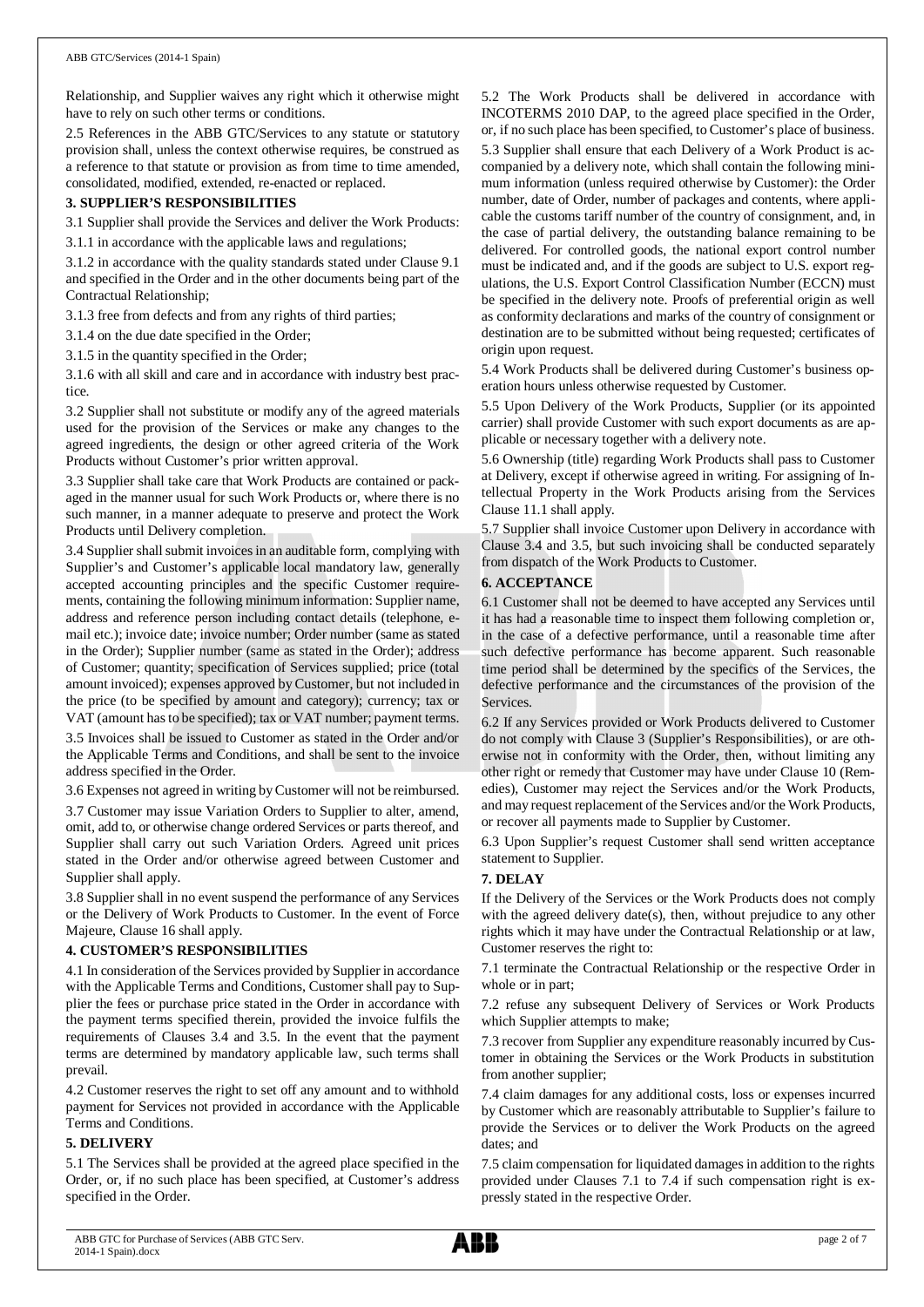Relationship, and Supplier waives any right which it otherwise might have to rely on such other terms or conditions.

2.5 References in the ABB GTC/Services to any statute or statutory provision shall, unless the context otherwise requires, be construed as a reference to that statute or provision as from time to time amended, consolidated, modified, extended, re-enacted or replaced.

### 3. SUPPLIER'S RESPONSIBILITIES

3.1 Supplier shall provide the Services and deliver the Work Products:

3.1.1 in accordance with the applicable laws and regulations;

3.1.2 in accordance with the quality standards stated under Clause 9.1 and specified in the Order and in the other documents being part of the Contractual Relationship;

3.1.3 free from defects and from any rights of third parties;

3.1.4 on the due date specified in the Order;

3.1.5 in the quantity specified in the Order;

3.1.6 with all skill and care and in accordance with industry best practice.

3.2 Supplier shall not substitute or modify any of the agreed materials used for the provision of the Services or make any changes to the agreed ingredients, the design or other agreed criteria of the Work Products without Customer's prior written approval.

3.3 Supplier shall take care that Work Products are contained or packaged in the manner usual for such Work Products or, where there is no such manner, in a manner adequate to preserve and protect the Work Products until Delivery completion.

3.4 Supplier shall submit invoices in an auditable form, complying with Supplier's and Customer's applicable local mandatory law, generally accepted accounting principles and the specific Customer requirements, containing the following minimum information: Supplier name, address and reference person including contact details (telephone, e-mail etc.); invoice date; invoice number; Order number (same as stated in the Order); Supplier number (same as stated in the Order); address of Customer; quantity; specification of Services supplied; price (total amount invoiced); expenses approved by Customer, but not included in the price (to be specified by amount and category); currency; tax or VAT (amount has to be specified); tax or VAT number; payment terms.

3.5 Invoices shall be issued to Customer as stated in the Order and/or the Applicable Terms and Conditions, and shall be sent to the invoice address specified in the Order.

3.6 Expenses not agreed in writing by Customer will not be reimbursed.

3.7 Customer may issue Variation Orders to Supplier to alter, amend, omit, add to, or otherwise change ordered Services or parts thereof, and Supplier shall carry out such Variation Orders. Agreed unit prices stated in the Order and/or otherwise agreed between Customer and Supplier shall apply.

3.8 Supplier shall in no event suspend the performance of any Services or the Delivery of Work Products to Customer. In the event of Force Majeure, Clause 16 shall apply.

### 4. CUSTOMER'S RESPONSIBILITIES

4.1 In consideration of the Services provided by Supplier in accordance with the Applicable Terms and Conditions, Customer shall pay to Supplier the fees or purchase price stated in the Order in accordance with the payment terms specified therein, provided the invoice fulfils the requirements of Clauses 3.4 and 3.5. In the event that the payment terms are determined by mandatory applicable law, such terms shall prevail.

4.2 Customer reserves the right to set off any amount and to withhold payment for Services not provided in accordance with the Applicable Terms and Conditions.

### 5. DELIVERY

5.1 The Services shall be provided at the agreed place specified in the Order, or, if no such place has been specified, at Customer's address specified in the Order.

5.2 The Work Products shall be delivered in accordance with INCOTERMS 2010 DAP, to the agreed place specified in the Order, or, if no such place has been specified, to Customer's place of business.

5.3 Supplier shall ensure that each Delivery of a Work Product is accompanied by a delivery note, which shall contain the following minimum information (unless required otherwise by Customer): the Order number, date of Order, number of packages and contents, where applicable the customs tariff number of the country of consignment, and, in the case of partial delivery, the outstanding balance remaining to be delivered. For controlled goods, the national export control number must be indicated and, and if the goods are subject to U.S. export regulations, the U.S. Export Control Classification Number (ECCN) must be specified in the delivery note. Proofs of preferential origin as well as conformity declarations and marks of the country of consignment or destination are to be submitted without being requested; certificates of origin upon request.

5.4 Work Products shall be delivered during Customer's business operation hours unless otherwise requested by Customer.

5.5 Upon Delivery of the Work Products, Supplier (or its appointed carrier) shall provide Customer with such export documents as are applicable or necessary together with a delivery note.

5.6 Ownership (title) regarding Work Products shall pass to Customer at Delivery, except if otherwise agreed in writing. For assigning of Intellectual Property in the Work Products arising from the Services Clause 11.1 shall apply.

5.7 Supplier shall invoice Customer upon Delivery in accordance with Clause 3.4 and 3.5, but such invoicing shall be conducted separately from dispatch of the Work Products to Customer.

### 6. ACCEPTANCE

6.1 Customer shall not be deemed to have accepted any Services until it has had a reasonable time to inspect them following completion or, in the case of a defective performance, until a reasonable time after such defective performance has become apparent. Such reasonable time period shall be determined by the specifics of the Services, the defective performance and the circumstances of the provision of the Services.

6.2 If any Services provided or Work Products delivered to Customer do not comply with Clause 3 (Supplier's Responsibilities), or are otherwise not in conformity with the Order, then, without limiting any other right or remedy that Customer may have under Clause 10 (Remedies), Customer may reject the Services and/or the Work Products, and may request replacement of the Services and/or the Work Products, or recover all payments made to Supplier by Customer.

6.3 Upon Supplier's request Customer shall send written acceptance statement to Supplier.

### 7. DELAY

If the Delivery of the Services or the Work Products does not comply with the agreed delivery date(s), then, without prejudice to any other rights which it may have under the Contractual Relationship or at law, Customer reserves the right to:

7.1 terminate the Contractual Relationship or the respective Order in whole or in part;

7.2 refuse any subsequent Delivery of Services or Work Products which Supplier attempts to make;

7.3 recover from Supplier any expenditure reasonably incurred by Customer in obtaining the Services or the Work Products in substitution from another supplier;

7.4 claim damages for any additional costs, loss or expenses incurred by Customer which are reasonably attributable to Supplier's failure to provide the Services or to deliver the Work Products on the agreed dates; and

7.5 claim compensation for liquidated damages in addition to the rights provided under Clauses 7.1 to 7.4 if such compensation right is expressly stated in the respective Order.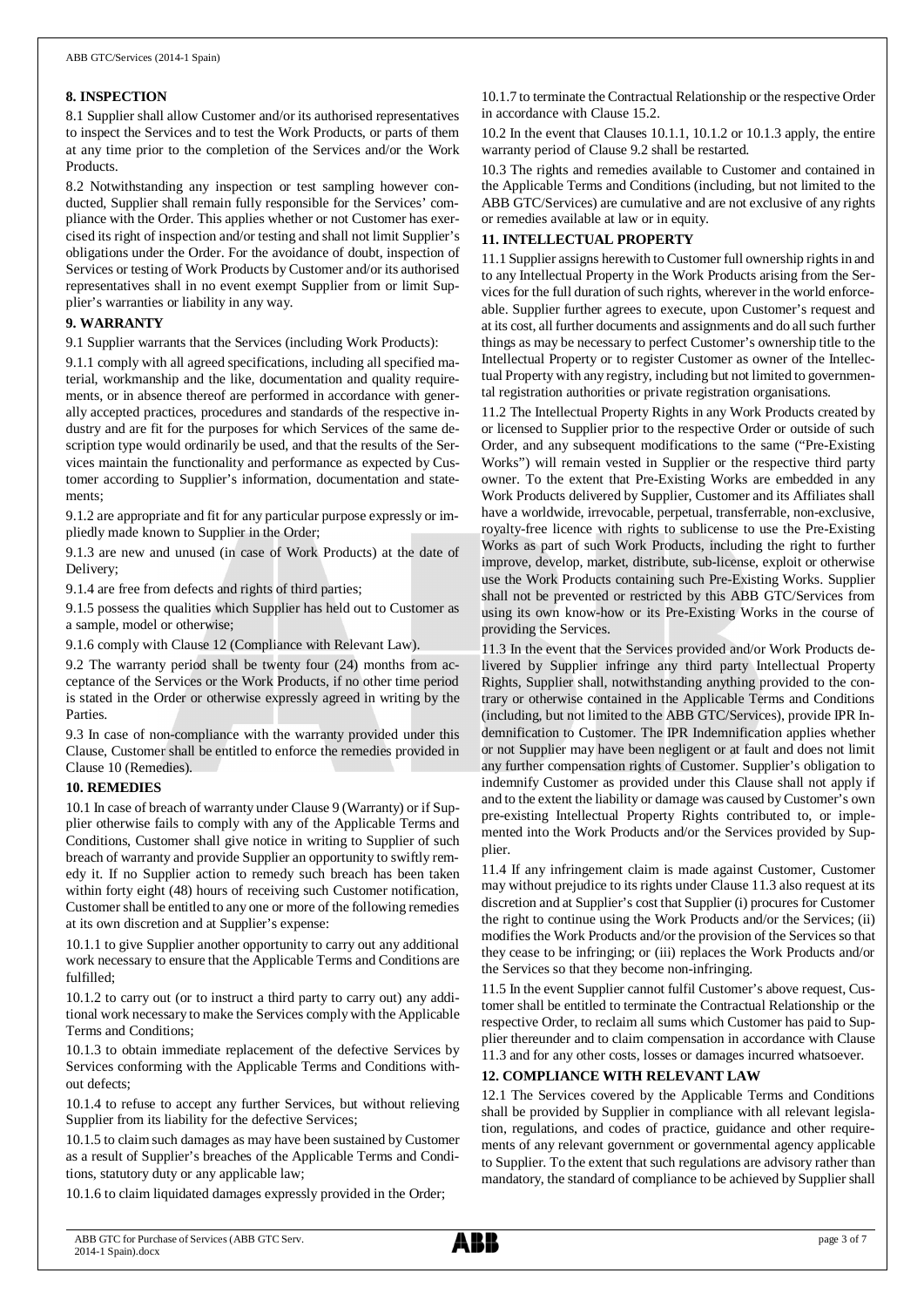## 8. INSPECTION

8.1 Supplier shall allow Customer and/or its authorised representatives to inspect the Services and to test the Work Products, or parts of them at any time prior to the completion of the Services and/or the Work Products.

8.2 Notwithstanding any inspection or test sampling however conducted, Supplier shall remain fully responsible for the Services' compliance with the Order. This applies whether or not Customer has exercised its right of inspection and/or testing and shall not limit Supplier's obligations under the Order. For the avoidance of doubt, inspection of Services or testing of Work Products by Customer and/or its authorised representatives shall in no event exempt Supplier from or limit Supplier's warranties or liability in any way.

## 9. WARRANTY

9.1 Supplier warrants that the Services (including Work Products):

9.1.1 comply with all agreed specifications, including all specified material, workmanship and the like, documentation and quality requirements, or in absence thereof are performed in accordance with generally accepted practices, procedures and standards of the respective industry and are fit for the purposes for which Services of the same description type would ordinarily be used, and that the results of the Services maintain the functionality and performance as expected by Customer according to Supplier's information, documentation and statements;

9.1.2 are appropriate and fit for any particular purpose expressly or impliedly made known to Supplier in the Order;

9.1.3 are new and unused (in case of Work Products) at the date of Delivery;

9.1.4 are free from defects and rights of third parties;

9.1.5 possess the qualities which Supplier has held out to Customer as a sample, model or otherwise;

9.1.6 comply with Clause 12 (Compliance with Relevant Law).

9.2 The warranty period shall be twenty four (24) months from acceptance of the Services or the Work Products, if no other time period is stated in the Order or otherwise expressly agreed in writing by the Parties.

9.3 In case of non-compliance with the warranty provided under this Clause, Customer shall be entitled to enforce the remedies provided in Clause 10 (Remedies).

## 10. REMEDIES

10.1 In case of breach of warranty under Clause 9 (Warranty) or if Supplier otherwise fails to comply with any of the Applicable Terms and Conditions, Customer shall give notice in writing to Supplier of such breach of warranty and provide Supplier an opportunity to swiftly remedy it. If no Supplier action to remedy such breach has been taken within forty eight (48) hours of receiving such Customer notification, Customer shall be entitled to any one or more of the following remedies at its own discretion and at Supplier's expense:

10.1.1 to give Supplier another opportunity to carry out any additional work necessary to ensure that the Applicable Terms and Conditions are fulfilled;

10.1.2 to carry out (or to instruct a third party to carry out) any additional work necessary to make the Services comply with the Applicable Terms and Conditions;

10.1.3 to obtain immediate replacement of the defective Services by Services conforming with the Applicable Terms and Conditions without defects;

10.1.4 to refuse to accept any further Services, but without relieving Supplier from its liability for the defective Services;

10.1.5 to claim such damages as may have been sustained by Customer as a result of Supplier's breaches of the Applicable Terms and Conditions, statutory duty or any applicable law;

10.1.6 to claim liquidated damages expressly provided in the Order;

10.1.7 to terminate the Contractual Relationship or the respective Order in accordance with Clause 15.2.

10.2 In the event that Clauses 10.1.1, 10.1.2 or 10.1.3 apply, the entire warranty period of Clause 9.2 shall be restarted.

10.3 The rights and remedies available to Customer and contained in the Applicable Terms and Conditions (including, but not limited to the ABB GTC/Services) are cumulative and are not exclusive of any rights or remedies available at law or in equity.

## 11. INTELLECTUAL PROPERTY

11.1 Supplier assigns herewith to Customer full ownership rights in and to any Intellectual Property in the Work Products arising from the Services for the full duration of such rights, wherever in the world enforceable. Supplier further agrees to execute, upon Customer's request and at its cost, all further documents and assignments and do all such further things as may be necessary to perfect Customer's ownership title to the Intellectual Property or to register Customer as owner of the Intellectual Property with any registry, including but not limited to governmental registration authorities or private registration organisations.

11.2 The Intellectual Property Rights in any Work Products created by or licensed to Supplier prior to the respective Order or outside of such Order, and any subsequent modifications to the same ("Pre-Existing Works") will remain vested in Supplier or the respective third party owner. To the extent that Pre-Existing Works are embedded in any Work Products delivered by Supplier, Customer and its Affiliates shall have a worldwide, irrevocable, perpetual, transferrable, non-exclusive, royalty-free licence with rights to sublicense to use the Pre-Existing Works as part of such Work Products, including the right to further improve, develop, market, distribute, sub-license, exploit or otherwise use the Work Products containing such Pre-Existing Works. Supplier shall not be prevented or restricted by this ABB GTC/Services from using its own know-how or its Pre-Existing Works in the course of providing the Services.

11.3 In the event that the Services provided and/or Work Products delivered by Supplier infringe any third party Intellectual Property Rights, Supplier shall, notwithstanding anything provided to the contrary or otherwise contained in the Applicable Terms and Conditions (including, but not limited to the ABB GTC/Services), provide IPR Indemnification to Customer. The IPR Indemnification applies whether or not Supplier may have been negligent or at fault and does not limit any further compensation rights of Customer. Supplier's obligation to indemnify Customer as provided under this Clause shall not apply if and to the extent the liability or damage was caused by Customer's own pre-existing Intellectual Property Rights contributed to, or implemented into the Work Products and/or the Services provided by Supplier.

11.4 If any infringement claim is made against Customer, Customer may without prejudice to its rights under Clause 11.3 also request at its discretion and at Supplier's cost that Supplier (i) procures for Customer the right to continue using the Work Products and/or the Services; (ii) modifies the Work Products and/or the provision of the Services so that they cease to be infringing; or (iii) replaces the Work Products and/or the Services so that they become non-infringing.

11.5 In the event Supplier cannot fulfil Customer's above request, Customer shall be entitled to terminate the Contractual Relationship or the respective Order, to reclaim all sums which Customer has paid to Supplier thereunder and to claim compensation in accordance with Clause 11.3 and for any other costs, losses or damages incurred whatsoever.

## 12. COMPLIANCE WITH RELEVANT LAW

12.1 The Services covered by the Applicable Terms and Conditions shall be provided by Supplier in compliance with all relevant legislation, regulations, and codes of practice, guidance and other requirements of any relevant government or governmental agency applicable to Supplier. To the extent that such regulations are advisory rather than mandatory, the standard of compliance to be achieved by Supplier shall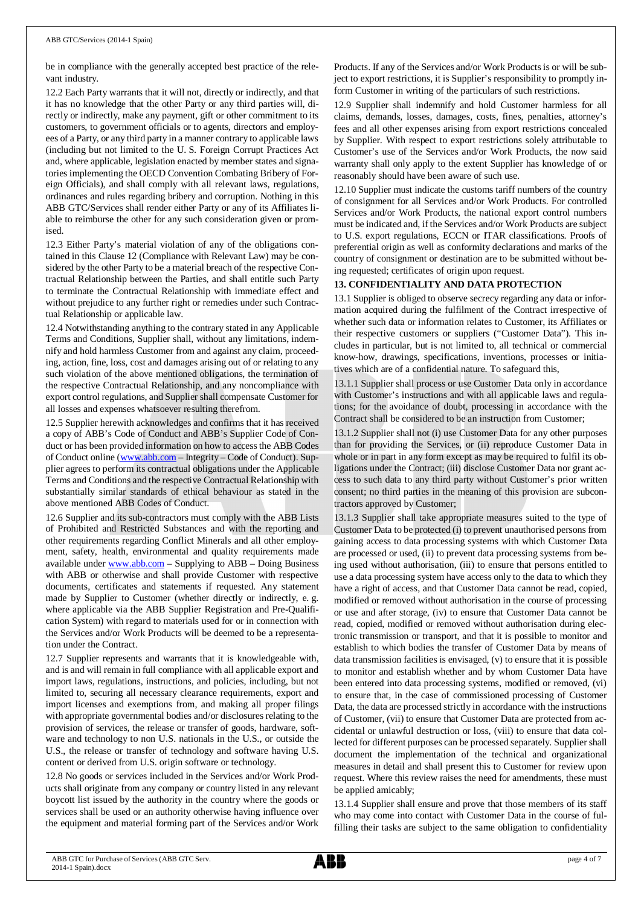be in compliance with the generally accepted best practice of the relevant industry.

12.2 Each Party warrants that it will not, directly or indirectly, and that it has no knowledge that the other Party or any third parties will, directly or indirectly, make any payment, gift or other commitment to its customers, to government officials or to agents, directors and employees of a Party, or any third party in a manner contrary to applicable laws (including but not limited to the U. S. Foreign Corrupt Practices Act and, where applicable, legislation enacted by member states and signatories implementing the OECD Convention Combating Bribery of Foreign Officials), and shall comply with all relevant laws, regulations, ordinances and rules regarding bribery and corruption. Nothing in this ABB GTC/Services shall render either Party or any of its Affiliates liable to reimburse the other for any such consideration given or promised.

12.3 Either Party's material violation of any of the obligations contained in this Clause 12 (Compliance with Relevant Law) may be considered by the other Party to be a material breach of the respective Contractual Relationship between the Parties, and shall entitle such Party to terminate the Contractual Relationship with immediate effect and without prejudice to any further right or remedies under such Contractual Relationship or applicable law.

12.4 Notwithstanding anything to the contrary stated in any Applicable Terms and Conditions, Supplier shall, without any limitations, indemnify and hold harmless Customer from and against any claim, proceeding, action, fine, loss, cost and damages arising out of or relating to any such violation of the above mentioned obligations, the termination of the respective Contractual Relationship, and any noncompliance with export control regulations, and Supplier shall compensate Customer for all losses and expenses whatsoever resulting therefrom.

12.5 Supplier herewith acknowledges and confirms that it has received a copy of ABB's Code of Conduct and ABB's Supplier Code of Conduct or has been provided information on how to access the ABB Codes of Conduct online (www.abb.com – Integrity – Code of Conduct). Supplier agrees to perform its contractual obligations under the Applicable Terms and Conditions and the respective Contractual Relationship with substantially similar standards of ethical behaviour as stated in the above mentioned ABB Codes of Conduct.

12.6 Supplier and its sub-contractors must comply with the ABB Lists of Prohibited and Restricted Substances and with the reporting and other requirements regarding Conflict Minerals and all other employment, safety, health, environmental and quality requirements made available under www.abb.com – Supplying to ABB – Doing Business with ABB or otherwise and shall provide Customer with respective documents, certificates and statements if requested. Any statement made by Supplier to Customer (whether directly or indirectly, e. g. where applicable via the ABB Supplier Registration and Pre-Qualification System) with regard to materials used for or in connection with the Services and/or Work Products will be deemed to be a representation under the Contract.

12.7 Supplier represents and warrants that it is knowledgeable with, and is and will remain in full compliance with all applicable export and import laws, regulations, instructions, and policies, including, but not limited to, securing all necessary clearance requirements, export and import licenses and exemptions from, and making all proper filings with appropriate governmental bodies and/or disclosures relating to the provision of services, the release or transfer of goods, hardware, software and technology to non U.S. nationals in the U.S., or outside the U.S., the release or transfer of technology and software having U.S. content or derived from U.S. origin software or technology.

12.8 No goods or services included in the Services and/or Work Products shall originate from any company or country listed in any relevant boycott list issued by the authority in the country where the goods or services shall be used or an authority otherwise having influence over the equipment and material forming part of the Services and/or Work Products. If any of the Services and/or Work Products is or will be subject to export restrictions, it is Supplier's responsibility to promptly inform Customer in writing of the particulars of such restrictions.

12.9 Supplier shall indemnify and hold Customer harmless for all claims, demands, losses, damages, costs, fines, penalties, attorney's fees and all other expenses arising from export restrictions concealed by Supplier. With respect to export restrictions solely attributable to Customer's use of the Services and/or Work Products, the now said warranty shall only apply to the extent Supplier has knowledge of or reasonably should have been aware of such use.

12.10 Supplier must indicate the customs tariff numbers of the country of consignment for all Services and/or Work Products. For controlled Services and/or Work Products, the national export control numbers must be indicated and, if the Services and/or Work Products are subject to U.S. export regulations, ECCN or ITAR classifications. Proofs of preferential origin as well as conformity declarations and marks of the country of consignment or destination are to be submitted without being requested; certificates of origin upon request.

## 13. CONFIDENTIALITY AND DATA PROTECTION

13.1 Supplier is obliged to observe secrecy regarding any data or information acquired during the fulfilment of the Contract irrespective of whether such data or information relates to Customer, its Affiliates or their respective customers or suppliers ("Customer Data"). This includes in particular, but is not limited to, all technical or commercial know-how, drawings, specifications, inventions, processes or initiatives which are of a confidential nature. To safeguard this,

13.1.1 Supplier shall process or use Customer Data only in accordance with Customer's instructions and with all applicable laws and regulations; for the avoidance of doubt, processing in accordance with the Contract shall be considered to be an instruction from Customer;

13.1.2 Supplier shall not (i) use Customer Data for any other purposes than for providing the Services, or (ii) reproduce Customer Data in whole or in part in any form except as may be required to fulfil its obligations under the Contract; (iii) disclose Customer Data nor grant access to such data to any third party without Customer's prior written consent; no third parties in the meaning of this provision are subcontractors approved by Customer;

13.1.3 Supplier shall take appropriate measures suited to the type of Customer Data to be protected (i) to prevent unauthorised persons from gaining access to data processing systems with which Customer Data are processed or used, (ii) to prevent data processing systems from being used without authorisation, (iii) to ensure that persons entitled to use a data processing system have access only to the data to which they have a right of access, and that Customer Data cannot be read, copied, modified or removed without authorisation in the course of processing or use and after storage, (iv) to ensure that Customer Data cannot be read, copied, modified or removed without authorisation during electronic transmission or transport, and that it is possible to monitor and establish to which bodies the transfer of Customer Data by means of data transmission facilities is envisaged, (v) to ensure that it is possible to monitor and establish whether and by whom Customer Data have been entered into data processing systems, modified or removed, (vi) to ensure that, in the case of commissioned processing of Customer Data, the data are processed strictly in accordance with the instructions of Customer, (vii) to ensure that Customer Data are protected from accidental or unlawful destruction or loss, (viii) to ensure that data collected for different purposes can be processed separately. Supplier shall document the implementation of the technical and organizational measures in detail and shall present this to Customer for review upon request. Where this review raises the need for amendments, these must be applied amicably;

13.1.4 Supplier shall ensure and prove that those members of its staff who may come into contact with Customer Data in the course of fulfilling their tasks are subject to the same obligation to confidentiality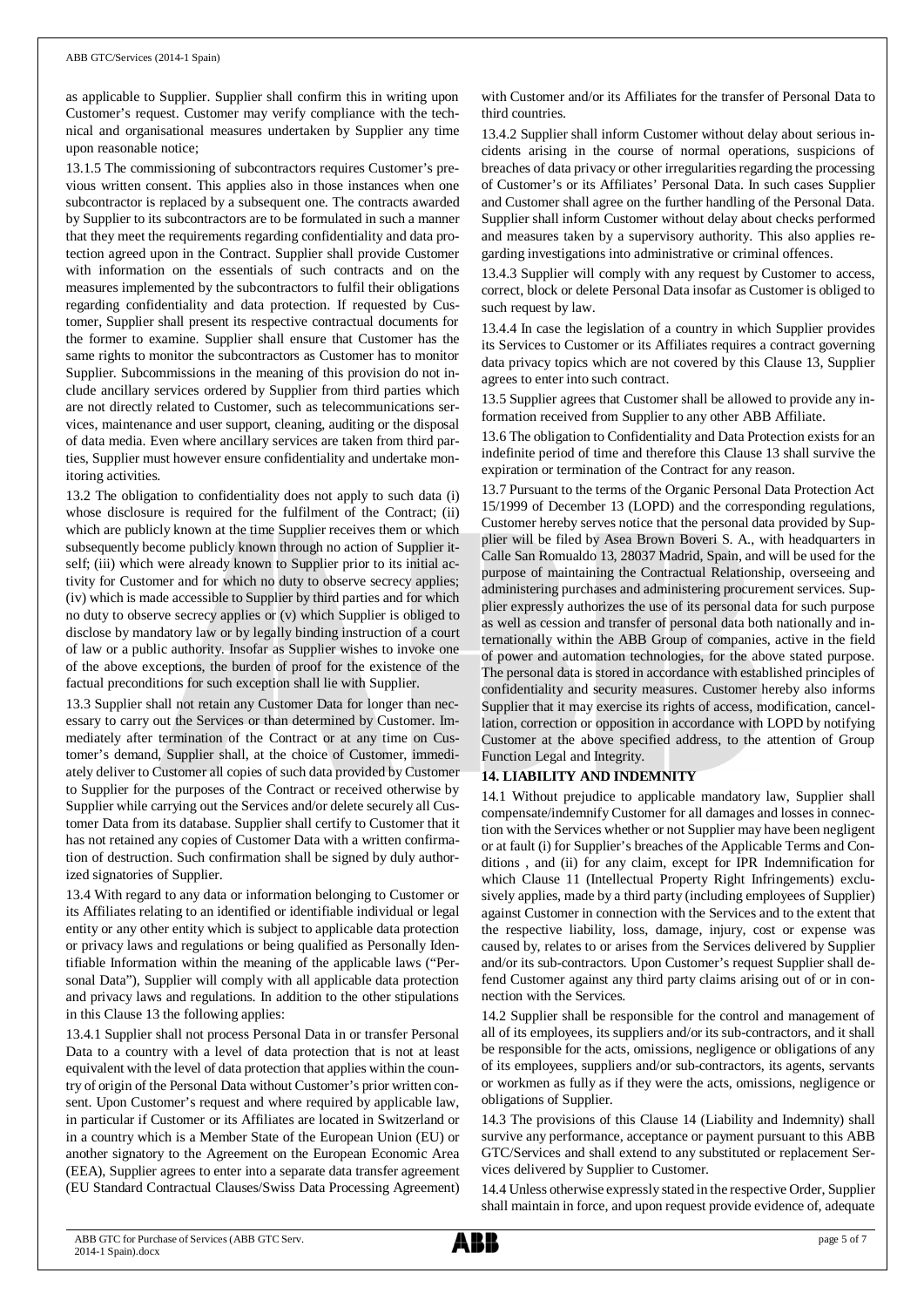as applicable to Supplier. Supplier shall confirm this in writing upon Customer's request. Customer may verify compliance with the technical and organisational measures undertaken by Supplier any time upon reasonable notice;

13.1.5 The commissioning of subcontractors requires Customer's previous written consent. This applies also in those instances when one subcontractor is replaced by a subsequent one. The contracts awarded by Supplier to its subcontractors are to be formulated in such a manner that they meet the requirements regarding confidentiality and data protection agreed upon in the Contract. Supplier shall provide Customer with information on the essentials of such contracts and on the measures implemented by the subcontractors to fulfil their obligations regarding confidentiality and data protection. If requested by Customer, Supplier shall present its respective contractual documents for the former to examine. Supplier shall ensure that Customer has the same rights to monitor the subcontractors as Customer has to monitor Supplier. Subcommissions in the meaning of this provision do not include ancillary services ordered by Supplier from third parties which are not directly related to Customer, such as telecommunications services, maintenance and user support, cleaning, auditing or the disposal of data media. Even where ancillary services are taken from third parties, Supplier must however ensure confidentiality and undertake monitoring activities.

13.2 The obligation to confidentiality does not apply to such data (i) whose disclosure is required for the fulfilment of the Contract; (ii) which are publicly known at the time Supplier receives them or which subsequently become publicly known through no action of Supplier itself; (iii) which were already known to Supplier prior to its initial activity for Customer and for which no duty to observe secrecy applies; (iv) which is made accessible to Supplier by third parties and for which no duty to observe secrecy applies or (v) which Supplier is obliged to disclose by mandatory law or by legally binding instruction of a court of law or a public authority. Insofar as Supplier wishes to invoke one of the above exceptions, the burden of proof for the existence of the factual preconditions for such exception shall lie with Supplier.

13.3 Supplier shall not retain any Customer Data for longer than necessary to carry out the Services or than determined by Customer. Immediately after termination of the Contract or at any time on Customer's demand, Supplier shall, at the choice of Customer, immediately deliver to Customer all copies of such data provided by Customer to Supplier for the purposes of the Contract or received otherwise by Supplier while carrying out the Services and/or delete securely all Customer Data from its database. Supplier shall certify to Customer that it has not retained any copies of Customer Data with a written confirmation of destruction. Such confirmation shall be signed by duly authorized signatories of Supplier.

13.4 With regard to any data or information belonging to Customer or its Affiliates relating to an identified or identifiable individual or legal entity or any other entity which is subject to applicable data protection or privacy laws and regulations or being qualified as Personally Identifiable Information within the meaning of the applicable laws ("Personal Data"), Supplier will comply with all applicable data protection and privacy laws and regulations. In addition to the other stipulations in this Clause 13 the following applies:

13.4.1 Supplier shall not process Personal Data in or transfer Personal Data to a country with a level of data protection that is not at least equivalent with the level of data protection that applies within the country of origin of the Personal Data without Customer's prior written consent. Upon Customer's request and where required by applicable law, in particular if Customer or its Affiliates are located in Switzerland or in a country which is a Member State of the European Union (EU) or another signatory to the Agreement on the European Economic Area (EEA), Supplier agrees to enter into a separate data transfer agreement (EU Standard Contractual Clauses/Swiss Data Processing Agreement) with Customer and/or its Affiliates for the transfer of Personal Data to third countries.

13.4.2 Supplier shall inform Customer without delay about serious incidents arising in the course of normal operations, suspicions of breaches of data privacy or other irregularities regarding the processing of Customer's or its Affiliates' Personal Data. In such cases Supplier and Customer shall agree on the further handling of the Personal Data. Supplier shall inform Customer without delay about checks performed and measures taken by a supervisory authority. This also applies regarding investigations into administrative or criminal offences.

13.4.3 Supplier will comply with any request by Customer to access, correct, block or delete Personal Data insofar as Customer is obliged to such request by law.

13.4.4 In case the legislation of a country in which Supplier provides its Services to Customer or its Affiliates requires a contract governing data privacy topics which are not covered by this Clause 13, Supplier agrees to enter into such contract.

13.5 Supplier agrees that Customer shall be allowed to provide any information received from Supplier to any other ABB Affiliate.

13.6 The obligation to Confidentiality and Data Protection exists for an indefinite period of time and therefore this Clause 13 shall survive the expiration or termination of the Contract for any reason.

13.7 Pursuant to the terms of the Organic Personal Data Protection Act 15/1999 of December 13 (LOPD) and the corresponding regulations, Customer hereby serves notice that the personal data provided by Supplier will be filed by Asea Brown Boveri S. A., with headquarters in Calle San Romualdo 13, 28037 Madrid, Spain, and will be used for the purpose of maintaining the Contractual Relationship, overseeing and administering purchases and administering procurement services. Supplier expressly authorizes the use of its personal data for such purpose as well as cession and transfer of personal data both nationally and internationally within the ABB Group of companies, active in the field of power and automation technologies, for the above stated purpose. The personal data is stored in accordance with established principles of confidentiality and security measures. Customer hereby also informs Supplier that it may exercise its rights of access, modification, cancellation, correction or opposition in accordance with LOPD by notifying Customer at the above specified address, to the attention of Group Function Legal and Integrity.

## 14. LIABILITY AND INDEMNITY

14.1 Without prejudice to applicable mandatory law, Supplier shall compensate/indemnify Customer for all damages and losses in connection with the Services whether or not Supplier may have been negligent or at fault (i) for Supplier's breaches of the Applicable Terms and Conditions , and (ii) for any claim, except for IPR Indemnification for which Clause 11 (Intellectual Property Right Infringements) exclusively applies, made by a third party (including employees of Supplier) against Customer in connection with the Services and to the extent that the respective liability, loss, damage, injury, cost or expense was caused by, relates to or arises from the Services delivered by Supplier and/or its sub-contractors. Upon Customer's request Supplier shall defend Customer against any third party claims arising out of or in connection with the Services.

14.2 Supplier shall be responsible for the control and management of all of its employees, its suppliers and/or its sub-contractors, and it shall be responsible for the acts, omissions, negligence or obligations of any of its employees, suppliers and/or sub-contractors, its agents, servants or workmen as fully as if they were the acts, omissions, negligence or obligations of Supplier.

14.3 The provisions of this Clause 14 (Liability and Indemnity) shall survive any performance, acceptance or payment pursuant to this ABB GTC/Services and shall extend to any substituted or replacement Services delivered by Supplier to Customer.

14.4 Unless otherwise expressly stated in the respective Order, Supplier shall maintain in force, and upon request provide evidence of, adequate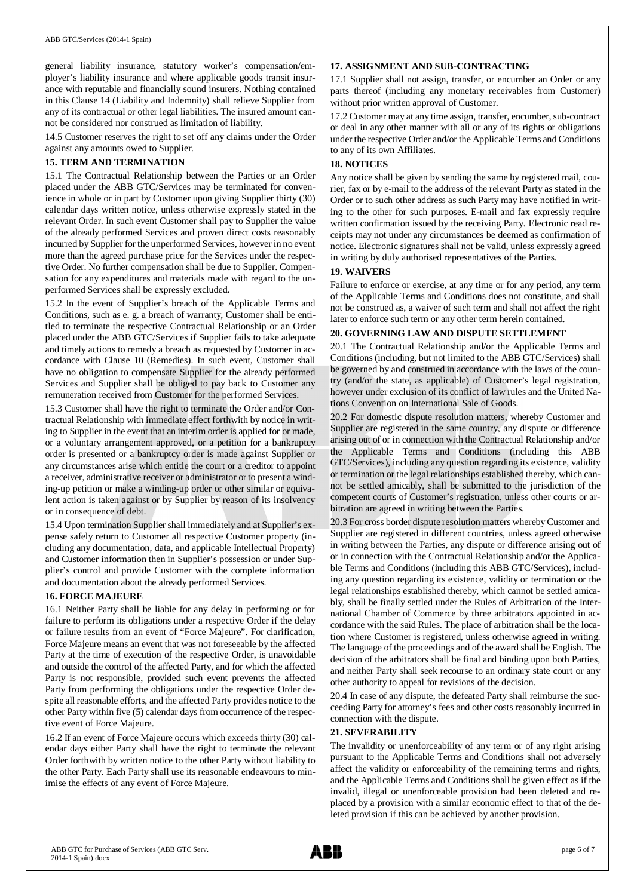general liability insurance, statutory worker's compensation/employer's liability insurance and where applicable goods transit insurance with reputable and financially sound insurers. Nothing contained in this Clause 14 (Liability and Indemnity) shall relieve Supplier from any of its contractual or other legal liabilities. The insured amount cannot be considered nor construed as limitation of liability.

14.5 Customer reserves the right to set off any claims under the Order against any amounts owed to Supplier.

## 15. TERM AND TERMINATION

15.1 The Contractual Relationship between the Parties or an Order placed under the ABB GTC/Services may be terminated for convenience in whole or in part by Customer upon giving Supplier thirty (30) calendar days written notice, unless otherwise expressly stated in the relevant Order. In such event Customer shall pay to Supplier the value of the already performed Services and proven direct costs reasonably incurred by Supplier for the unperformed Services, however in no event more than the agreed purchase price for the Services under the respective Order. No further compensation shall be due to Supplier. Compensation for any expenditures and materials made with regard to the unperformed Services shall be expressly excluded.

15.2 In the event of Supplier's breach of the Applicable Terms and Conditions, such as e. g. a breach of warranty, Customer shall be entitled to terminate the respective Contractual Relationship or an Order placed under the ABB GTC/Services if Supplier fails to take adequate and timely actions to remedy a breach as requested by Customer in accordance with Clause 10 (Remedies). In such event, Customer shall have no obligation to compensate Supplier for the already performed Services and Supplier shall be obliged to pay back to Customer any remuneration received from Customer for the performed Services.

15.3 Customer shall have the right to terminate the Order and/or Contractual Relationship with immediate effect forthwith by notice in writing to Supplier in the event that an interim order is applied for or made, or a voluntary arrangement approved, or a petition for a bankruptcy order is presented or a bankruptcy order is made against Supplier or any circumstances arise which entitle the court or a creditor to appoint a receiver, administrative receiver or administrator or to present a winding-up petition or make a winding-up order or other similar or equivalent action is taken against or by Supplier by reason of its insolvency or in consequence of debt.

15.4 Upon termination Supplier shall immediately and at Supplier's expense safely return to Customer all respective Customer property (including any documentation, data, and applicable Intellectual Property) and Customer information then in Supplier's possession or under Supplier's control and provide Customer with the complete information and documentation about the already performed Services.

## 16. FORCE MAJEURE

16.1 Neither Party shall be liable for any delay in performing or for failure to perform its obligations under a respective Order if the delay or failure results from an event of "Force Majeure". For clarification, Force Majeure means an event that was not foreseeable by the affected Party at the time of execution of the respective Order, is unavoidable and outside the control of the affected Party, and for which the affected Party is not responsible, provided such event prevents the affected Party from performing the obligations under the respective Order despite all reasonable efforts, and the affected Party provides notice to the other Party within five (5) calendar days from occurrence of the respective event of Force Majeure.

16.2 If an event of Force Majeure occurs which exceeds thirty (30) calendar days either Party shall have the right to terminate the relevant Order forthwith by written notice to the other Party without liability to the other Party. Each Party shall use its reasonable endeavours to minimise the effects of any event of Force Majeure.

## 17. ASSIGNMENT AND SUB-CONTRACTING

17.1 Supplier shall not assign, transfer, or encumber an Order or any parts thereof (including any monetary receivables from Customer) without prior written approval of Customer.

17.2 Customer may at any time assign, transfer, encumber, sub-contract or deal in any other manner with all or any of its rights or obligations under the respective Order and/or the Applicable Terms and Conditions to any of its own Affiliates.

## 18. NOTICES

Any notice shall be given by sending the same by registered mail, courier, fax or by e-mail to the address of the relevant Party as stated in the Order or to such other address as such Party may have notified in writing to the other for such purposes. E-mail and fax expressly require written confirmation issued by the receiving Party. Electronic read receipts may not under any circumstances be deemed as confirmation of notice. Electronic signatures shall not be valid, unless expressly agreed in writing by duly authorised representatives of the Parties.

## 19. WAIVERS

Failure to enforce or exercise, at any time or for any period, any term of the Applicable Terms and Conditions does not constitute, and shall not be construed as, a waiver of such term and shall not affect the right later to enforce such term or any other term herein contained.

## 20. GOVERNING LAW AND DISPUTE SETTLEMENT

20.1 The Contractual Relationship and/or the Applicable Terms and Conditions (including, but not limited to the ABB GTC/Services) shall be governed by and construed in accordance with the laws of the country (and/or the state, as applicable) of Customer's legal registration, however under exclusion of its conflict of law rules and the United Nations Convention on International Sale of Goods.

20.2 For domestic dispute resolution matters, whereby Customer and Supplier are registered in the same country, any dispute or difference arising out of or in connection with the Contractual Relationship and/or the Applicable Terms and Conditions (including this ABB GTC/Services), including any question regarding its existence, validity or termination or the legal relationships established thereby, which cannot be settled amicably, shall be submitted to the jurisdiction of the competent courts of Customer's registration, unless other courts or arbitration are agreed in writing between the Parties.

20.3 For cross border dispute resolution matters whereby Customer and Supplier are registered in different countries, unless agreed otherwise in writing between the Parties, any dispute or difference arising out of or in connection with the Contractual Relationship and/or the Applicable Terms and Conditions (including this ABB GTC/Services), including any question regarding its existence, validity or termination or the legal relationships established thereby, which cannot be settled amicably, shall be finally settled under the Rules of Arbitration of the International Chamber of Commerce by three arbitrators appointed in accordance with the said Rules. The place of arbitration shall be the location where Customer is registered, unless otherwise agreed in writing. The language of the proceedings and of the award shall be English. The decision of the arbitrators shall be final and binding upon both Parties, and neither Party shall seek recourse to an ordinary state court or any other authority to appeal for revisions of the decision.

20.4 In case of any dispute, the defeated Party shall reimburse the succeeding Party for attorney's fees and other costs reasonably incurred in connection with the dispute.

## 21. SEVERABILITY

The invalidity or unenforceability of any term or of any right arising pursuant to the Applicable Terms and Conditions shall not adversely affect the validity or enforceability of the remaining terms and rights, and the Applicable Terms and Conditions shall be given effect as if the invalid, illegal or unenforceable provision had been deleted and replaced by a provision with a similar economic effect to that of the deleted provision if this can be achieved by another provision.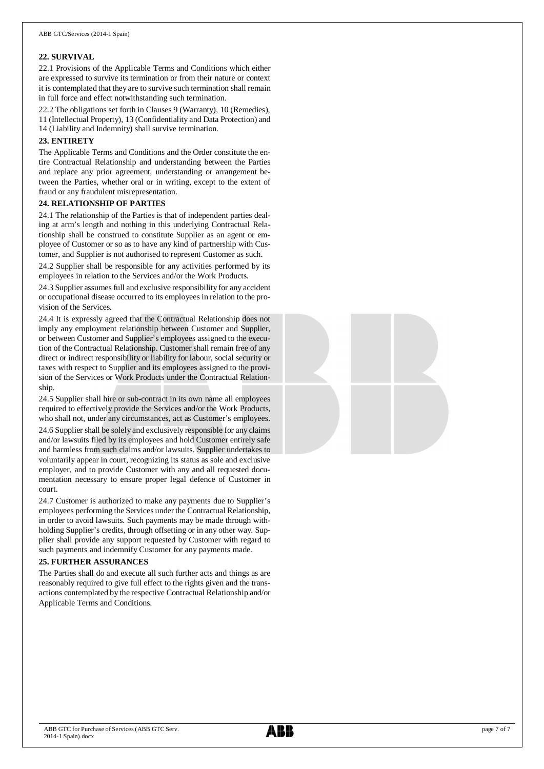## 22. SURVIVAL

22.1 Provisions of the Applicable Terms and Conditions which either are expressed to survive its termination or from their nature or context it is contemplated that they are to survive such termination shall remain in full force and effect notwithstanding such termination.

22.2 The obligations set forth in Clauses 9 (Warranty), 10 (Remedies), 11 (Intellectual Property), 13 (Confidentiality and Data Protection) and 14 (Liability and Indemnity) shall survive termination.

## 23. ENTIRETY

The Applicable Terms and Conditions and the Order constitute the entire Contractual Relationship and understanding between the Parties and replace any prior agreement, understanding or arrangement between the Parties, whether oral or in writing, except to the extent of fraud or any fraudulent misrepresentation.

## 24. RELATIONSHIP OF PARTIES

24.1 The relationship of the Parties is that of independent parties dealing at arm's length and nothing in this underlying Contractual Relationship shall be construed to constitute Supplier as an agent or employee of Customer or so as to have any kind of partnership with Customer, and Supplier is not authorised to represent Customer as such.

24.2 Supplier shall be responsible for any activities performed by its employees in relation to the Services and/or the Work Products.

24.3 Supplier assumes full and exclusive responsibility for any accident or occupational disease occurred to its employees in relation to the provision of the Services.

24.4 It is expressly agreed that the Contractual Relationship does not imply any employment relationship between Customer and Supplier, or between Customer and Supplier's employees assigned to the execution of the Contractual Relationship. Customer shall remain free of any direct or indirect responsibility or liability for labour, social security or taxes with respect to Supplier and its employees assigned to the provision of the Services or Work Products under the Contractual Relationship.

24.5 Supplier shall hire or sub-contract in its own name all employees required to effectively provide the Services and/or the Work Products, who shall not, under any circumstances, act as Customer's employees.

24.6 Supplier shall be solely and exclusively responsible for any claims and/or lawsuits filed by its employees and hold Customer entirely safe and harmless from such claims and/or lawsuits. Supplier undertakes to voluntarily appear in court, recognizing its status as sole and exclusive employer, and to provide Customer with any and all requested documentation necessary to ensure proper legal defence of Customer in court.

24.7 Customer is authorized to make any payments due to Supplier's employees performing the Services under the Contractual Relationship, in order to avoid lawsuits. Such payments may be made through withholding Supplier's credits, through offsetting or in any other way. Supplier shall provide any support requested by Customer with regard to such payments and indemnify Customer for any payments made.

## 25. FURTHER ASSURANCES

The Parties shall do and execute all such further acts and things as are reasonably required to give full effect to the rights given and the transactions contemplated by the respective Contractual Relationship and/or Applicable Terms and Conditions.